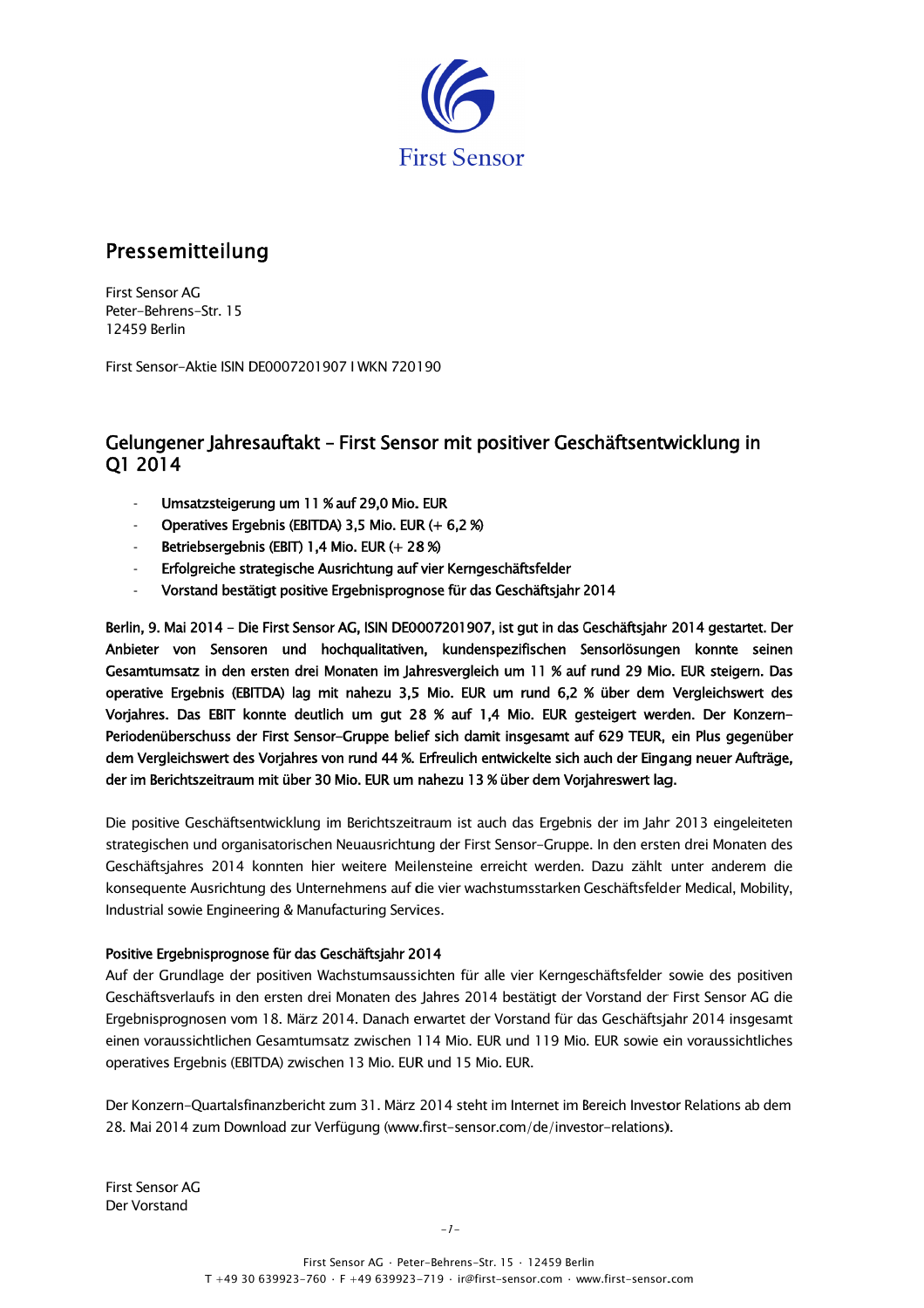First Sensor

## Pressemitteilung

First Sensor AG
Peter-Behrens-Str. 15
12459 Berlin

First Sensor-Aktie ISIN DE0007201907 I WKN 720190

# Gelungener Jahresauftakt – First Sensor mit positiver Geschäftsentwicklung in Q1 2014

- Umsatzsteigerung um 11 % auf 29,0 Mio. EUR
- Operatives Ergebnis (EBITDA) 3,5 Mio. EUR (+ 6,2 %)
- Betriebsergebnis (EBIT) 1,4 Mio. EUR (+ 28 %)
- Erfolgreiche strategische Ausrichtung auf vier Kerngeschäftsfelder
- Vorstand bestätigt positive Ergebnisprognose für das Geschäftsjahr 2014

**Berlin, 9. Mai 2014 – Die First Sensor AG, ISIN DE0007201907, ist gut in das Geschäftsjahr 2014 gestartet. Der Anbieter von Sensoren und hochqualitativen, kundenspezifischen Sensorlösungen konnte seinen Gesamtumsatz in den ersten drei Monaten im Jahresvergleich um 11 % auf rund 29 Mio. EUR steigern. Das operative Ergebnis (EBITDA) lag mit nahezu 3,5 Mio. EUR um rund 6,2 % über dem Vergleichswert des Vorjahres. Das EBIT konnte deutlich um gut 28 % auf 1,4 Mio. EUR gesteigert werden. Der Konzern-Periodenüberschuss der First Sensor-Gruppe belief sich damit insgesamt auf 629 TEUR, ein Plus gegenüber dem Vergleichswert des Vorjahres von rund 44 %. Erfreulich entwickelte sich auch der Eingang neuer Aufträge, der im Berichtszeitraum mit über 30 Mio. EUR um nahezu 13 % über dem Vorjahreswert lag.**

Die positive Geschäftsentwicklung im Berichtszeitraum ist auch das Ergebnis der im Jahr 2013 eingeleiteten strategischen und organisatorischen Neuausrichtung der First Sensor-Gruppe. In den ersten drei Monaten des Geschäftsjahres 2014 konnten hier weitere Meilensteine erreicht werden. Dazu zählt unter anderem die konsequente Ausrichtung des Unternehmens auf die vier wachstumsstarken Geschäftsfelder Medical, Mobility, Industrial sowie Engineering & Manufacturing Services.

### Positive Ergebnisprognose für das Geschäftsjahr 2014

Auf der Grundlage der positiven Wachstumsaussichten für alle vier Kerngeschäftsfelder sowie des positiven Geschäftsverlaufs in den ersten drei Monaten des Jahres 2014 bestätigt der Vorstand der First Sensor AG die Ergebnisprognosen vom 18. März 2014. Danach erwartet der Vorstand für das Geschäftsjahr 2014 insgesamt einen voraussichtlichen Gesamtumsatz zwischen 114 Mio. EUR und 119 Mio. EUR sowie ein voraussichtliches operatives Ergebnis (EBITDA) zwischen 13 Mio. EUR und 15 Mio. EUR.

Der Konzern-Quartalsfinanzbericht zum 31. März 2014 steht im Internet im Bereich Investor Relations ab dem 28. Mai 2014 zum Download zur Verfügung (www.first-sensor.com/de/investor-relations).

First Sensor AG
Der Vorstand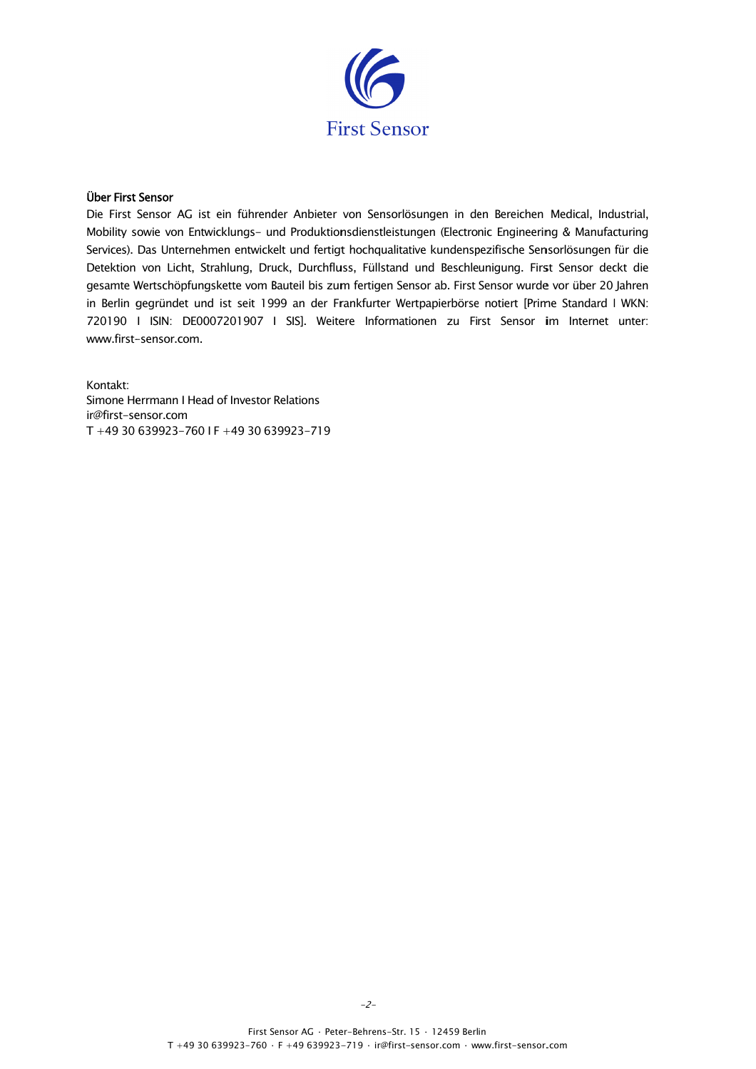**Über First Sensor**

Die First Sensor AG ist ein führender Anbieter von Sensorlösungen in den Bereichen Medical, Industrial, Mobility sowie von Entwicklungs- und Produktionsdienstleistungen (Electronic Engineering & Manufacturing Services). Das Unternehmen entwickelt und fertigt hochqualitative kundenspezifische Sensorlösungen für die Detektion von Licht, Strahlung, Druck, Durchfluss, Füllstand und Beschleunigung. First Sensor deckt die gesamte Wertschöpfungskette vom Bauteil bis zum fertigen Sensor ab. First Sensor wurde vor über 20 Jahren in Berlin gegründet und ist seit 1999 an der Frankfurter Wertpapierbörse notiert [Prime Standard I WKN: 720190 I ISIN: DE0007201907 I SIS]. Weitere Informationen zu First Sensor im Internet unter: www.first-sensor.com.

Kontakt:
Simone Herrmann I Head of Investor Relations
ir@first-sensor.com
T +49 30 639923-760 I F +49 30 639923-719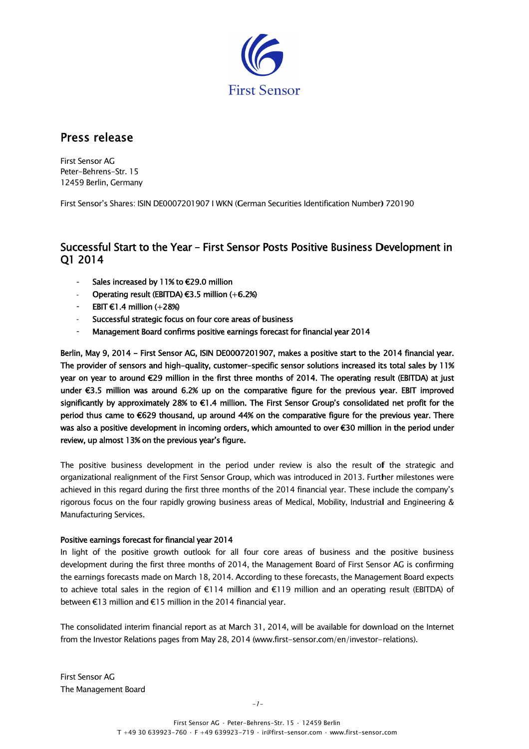First Sensor

## Press release

First Sensor AG
Peter-Behrens-Str. 15
12459 Berlin, Germany

First Sensor's Shares: ISIN DE0007201907 I WKN (German Securities Identification Number) 720190

## Successful Start to the Year – First Sensor Posts Positive Business Development in Q1 2014

- **Sales increased by 11% to €29.0 million**
- **Operating result (EBITDA) €3.5 million (+6.2%)**
- **EBIT €1.4 million (+28%)**
- **Successful strategic focus on four core areas of business**
- **Management Board confirms positive earnings forecast for financial year 2014**

**Berlin, May 9, 2014 – First Sensor AG, ISIN DE0007201907, makes a positive start to the 2014 financial year. The provider of sensors and high-quality, customer-specific sensor solutions increased its total sales by 11% year on year to around €29 million in the first three months of 2014. The operating result (EBITDA) at just under €3.5 million was around 6.2% up on the comparative figure for the previous year. EBIT improved significantly by approximately 28% to €1.4 million. The First Sensor Group's consolidated net profit for the period thus came to €629 thousand, up around 44% on the comparative figure for the previous year. There was also a positive development in incoming orders, which amounted to over €30 million in the period under review, up almost 13% on the previous year's figure.**

The positive business development in the period under review is also the result of the strategic and organizational realignment of the First Sensor Group, which was introduced in 2013. Further milestones were achieved in this regard during the first three months of the 2014 financial year. These include the company's rigorous focus on the four rapidly growing business areas of Medical, Mobility, Industrial and Engineering & Manufacturing Services.

**Positive earnings forecast for financial year 2014**

In light of the positive growth outlook for all four core areas of business and the positive business development during the first three months of 2014, the Management Board of First Sensor AG is confirming the earnings forecasts made on March 18, 2014. According to these forecasts, the Management Board expects to achieve total sales in the region of €114 million and €119 million and an operating result (EBITDA) of between €13 million and €15 million in the 2014 financial year.

The consolidated interim financial report as at March 31, 2014, will be available for download on the Internet from the Investor Relations pages from May 28, 2014 (www.first-sensor.com/en/investor-relations).

First Sensor AG
The Management Board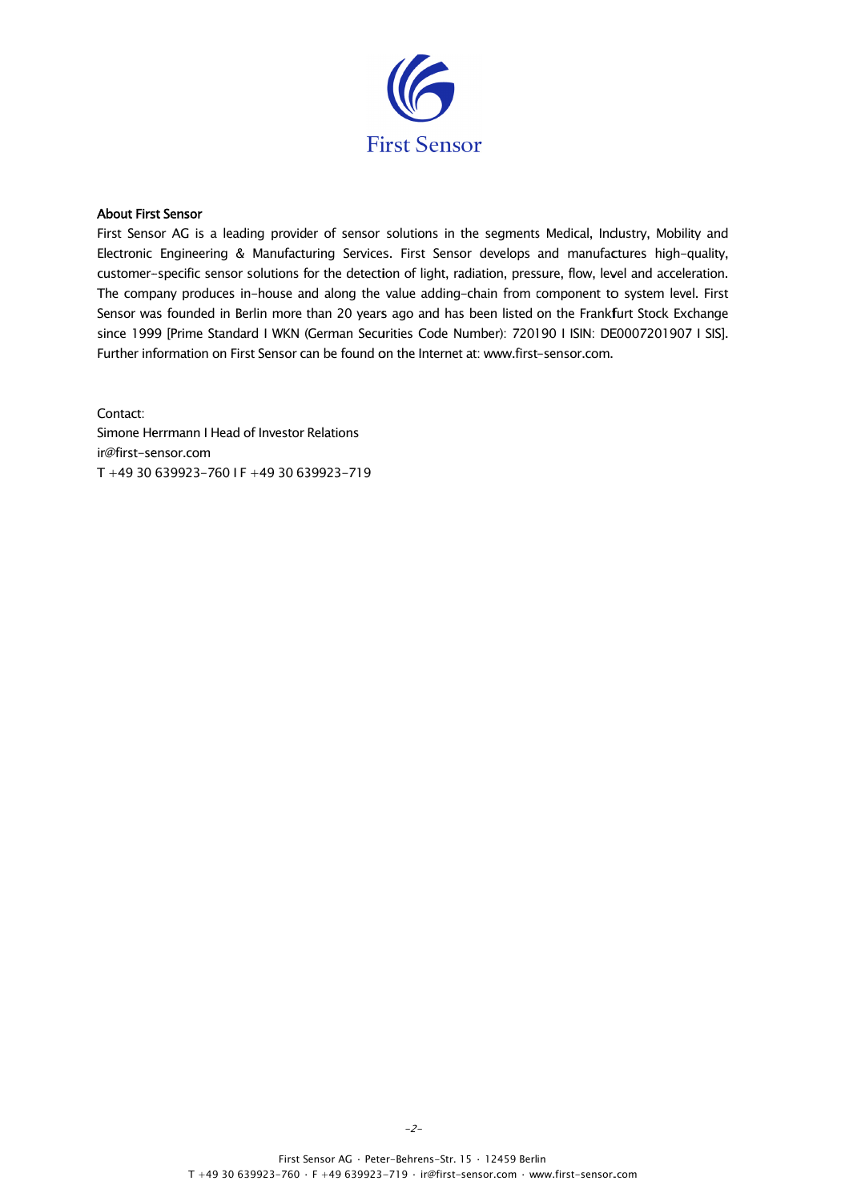**About First Sensor**

First Sensor AG is a leading provider of sensor solutions in the segments Medical, Industry, Mobility and Electronic Engineering & Manufacturing Services. First Sensor develops and manufactures high-quality, customer-specific sensor solutions for the detection of light, radiation, pressure, flow, level and acceleration. The company produces in-house and along the value adding-chain from component to system level. First Sensor was founded in Berlin more than 20 years ago and has been listed on the Frankfurt Stock Exchange since 1999 [Prime Standard I WKN (German Securities Code Number): 720190 I ISIN: DE0007201907 I SIS]. Further information on First Sensor can be found on the Internet at: www.first-sensor.com.

Contact:
Simone Herrmann I Head of Investor Relations
ir@first-sensor.com
T +49 30 639923-760 I F +49 30 639923-719

First Sensor AG · Peter-Behrens-Str. 15 · 12459 Berlin
T +49 30 639923-760 · F +49 639923-719 · ir@first-sensor.com · www.first-sensor.com